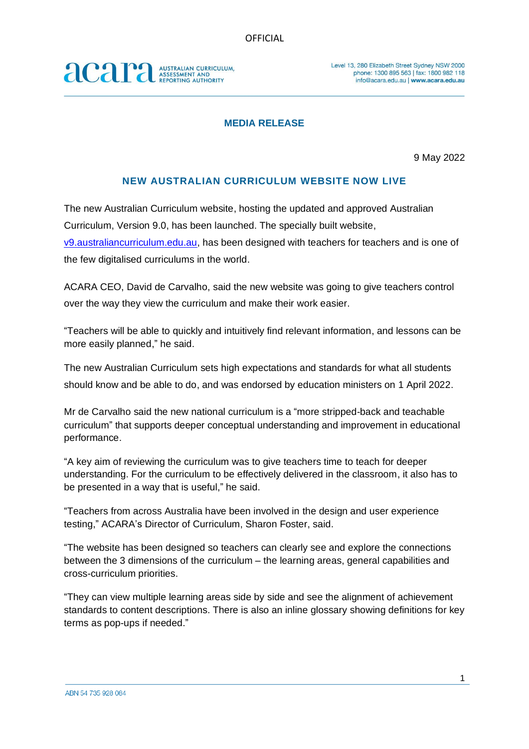OFFICIAL

acara AUSTRALIAN CURRICULUM, ASSESSMENT AND REPORTING AUTHORITY

Level 13, 280 Elizabeth Street Sydney NSW 2000
phone: 1300 895 563 | fax: 1800 982 118
info@acara.edu.au | **www.acara.edu.au**

## MEDIA RELEASE

9 May 2022

# NEW AUSTRALIAN CURRICULUM WEBSITE NOW LIVE

The new Australian Curriculum website, hosting the updated and approved Australian Curriculum, Version 9.0, has been launched. The specially built website, [v9.australiancurriculum.edu.au](v9.australiancurriculum.edu.au), has been designed with teachers for teachers and is one of the few digitalised curriculums in the world.

ACARA CEO, David de Carvalho, said the new website was going to give teachers control over the way they view the curriculum and make their work easier.

"Teachers will be able to quickly and intuitively find relevant information, and lessons can be more easily planned," he said.

The new Australian Curriculum sets high expectations and standards for what all students should know and be able to do, and was endorsed by education ministers on 1 April 2022.

Mr de Carvalho said the new national curriculum is a "more stripped-back and teachable curriculum" that supports deeper conceptual understanding and improvement in educational performance.

"A key aim of reviewing the curriculum was to give teachers time to teach for deeper understanding. For the curriculum to be effectively delivered in the classroom, it also has to be presented in a way that is useful," he said.

"Teachers from across Australia have been involved in the design and user experience testing," ACARA's Director of Curriculum, Sharon Foster, said.

"The website has been designed so teachers can clearly see and explore the connections between the 3 dimensions of the curriculum – the learning areas, general capabilities and cross-curriculum priorities.

"They can view multiple learning areas side by side and see the alignment of achievement standards to content descriptions. There is also an inline glossary showing definitions for key terms as pop-ups if needed."

ABN 54 735 928 084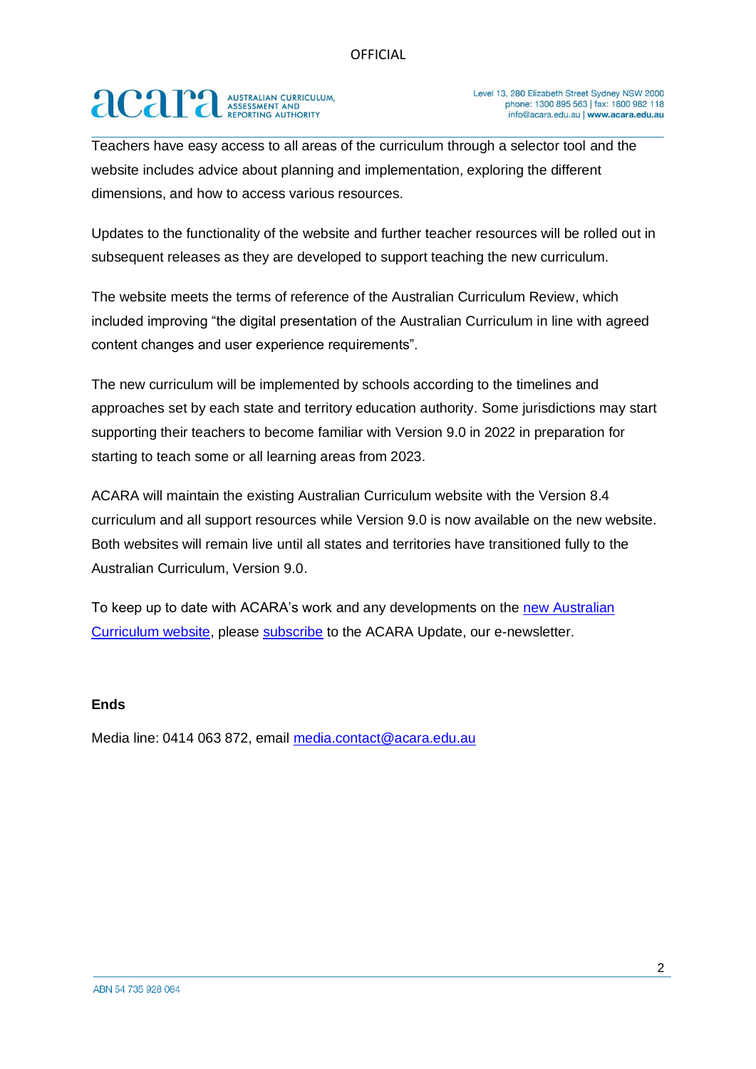Teachers have easy access to all areas of the curriculum through a selector tool and the website includes advice about planning and implementation, exploring the different dimensions, and how to access various resources.

Updates to the functionality of the website and further teacher resources will be rolled out in subsequent releases as they are developed to support teaching the new curriculum.

The website meets the terms of reference of the Australian Curriculum Review, which included improving "the digital presentation of the Australian Curriculum in line with agreed content changes and user experience requirements".

The new curriculum will be implemented by schools according to the timelines and approaches set by each state and territory education authority. Some jurisdictions may start supporting their teachers to become familiar with Version 9.0 in 2022 in preparation for starting to teach some or all learning areas from 2023.

ACARA will maintain the existing Australian Curriculum website with the Version 8.4 curriculum and all support resources while Version 9.0 is now available on the new website. Both websites will remain live until all states and territories have transitioned fully to the Australian Curriculum, Version 9.0.

To keep up to date with ACARA's work and any developments on the new Australian Curriculum website, please subscribe to the ACARA Update, our e-newsletter.

**Ends**

Media line: 0414 063 872, email media.contact@acara.edu.au